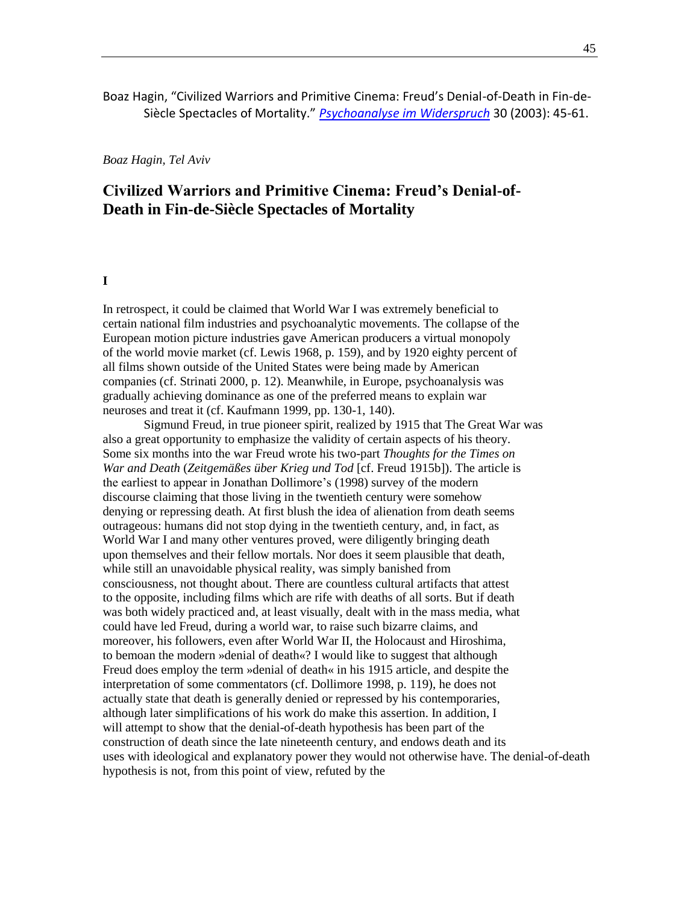Boaz Hagin, "Civilized Warriors and Primitive Cinema: Freud's Denial-of-Death in Fin-de-Siècle Spectacles of Mortality." *Psychoanalyse im Widerspruch* 30 (2003): 45-61.

*Boaz Hagin, Tel Aviv*

# Civilized Warriors and Primitive Cinema: Freud's Denial-of-Death in Fin-de-Siècle Spectacles of Mortality

## I

In retrospect, it could be claimed that World War I was extremely beneficial to certain national film industries and psychoanalytic movements. The collapse of the European motion picture industries gave American producers a virtual monopoly of the world movie market (cf. Lewis 1968, p. 159), and by 1920 eighty percent of all films shown outside of the United States were being made by American companies (cf. Strinati 2000, p. 12). Meanwhile, in Europe, psychoanalysis was gradually achieving dominance as one of the preferred means to explain war neuroses and treat it (cf. Kaufmann 1999, pp. 130-1, 140).

Sigmund Freud, in true pioneer spirit, realized by 1915 that The Great War was also a great opportunity to emphasize the validity of certain aspects of his theory. Some six months into the war Freud wrote his two-part *Thoughts for the Times on War and Death* (*Zeitgemäßes über Krieg und Tod* [cf. Freud 1915b]). The article is the earliest to appear in Jonathan Dollimore's (1998) survey of the modern discourse claiming that those living in the twentieth century were somehow denying or repressing death. At first blush the idea of alienation from death seems outrageous: humans did not stop dying in the twentieth century, and, in fact, as World War I and many other ventures proved, were diligently bringing death upon themselves and their fellow mortals. Nor does it seem plausible that death, while still an unavoidable physical reality, was simply banished from consciousness, not thought about. There are countless cultural artifacts that attest to the opposite, including films which are rife with deaths of all sorts. But if death was both widely practiced and, at least visually, dealt with in the mass media, what could have led Freud, during a world war, to raise such bizarre claims, and moreover, his followers, even after World War II, the Holocaust and Hiroshima, to bemoan the modern »denial of death«? I would like to suggest that although Freud does employ the term »denial of death« in his 1915 article, and despite the interpretation of some commentators (cf. Dollimore 1998, p. 119), he does not actually state that death is generally denied or repressed by his contemporaries, although later simplifications of his work do make this assertion. In addition, I will attempt to show that the denial-of-death hypothesis has been part of the construction of death since the late nineteenth century, and endows death and its uses with ideological and explanatory power they would not otherwise have. The denial-of-death hypothesis is not, from this point of view, refuted by the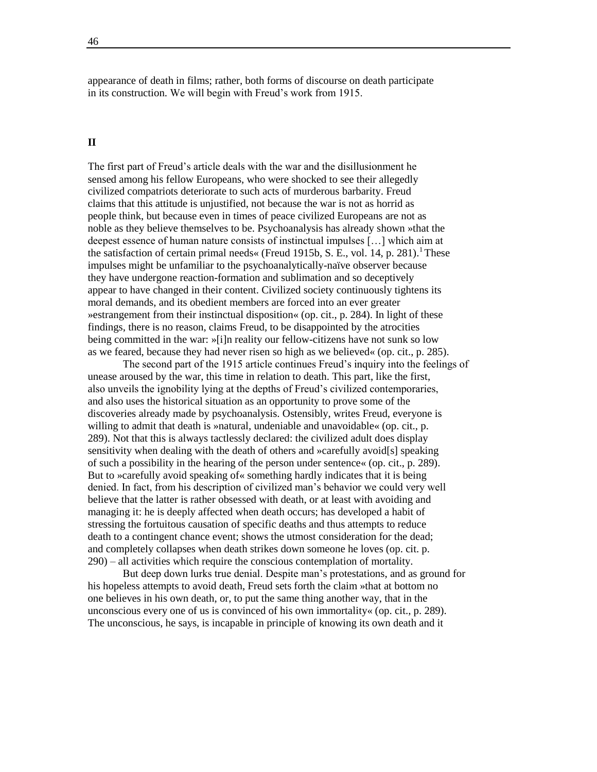appearance of death in films; rather, both forms of discourse on death participate in its construction. We will begin with Freud's work from 1915.

## II

The first part of Freud's article deals with the war and the disillusionment he sensed among his fellow Europeans, who were shocked to see their allegedly civilized compatriots deteriorate to such acts of murderous barbarity. Freud claims that this attitude is unjustified, not because the war is not as horrid as people think, but because even in times of peace civilized Europeans are not as noble as they believe themselves to be. Psychoanalysis has already shown »that the deepest essence of human nature consists of instinctual impulses […] which aim at the satisfaction of certain primal needs« (Freud 1915b, S. E., vol. 14, p. 281).[1] These impulses might be unfamiliar to the psychoanalytically-naïve observer because they have undergone reaction-formation and sublimation and so deceptively appear to have changed in their content. Civilized society continuously tightens its moral demands, and its obedient members are forced into an ever greater »estrangement from their instinctual disposition« (op. cit., p. 284). In light of these findings, there is no reason, claims Freud, to be disappointed by the atrocities being committed in the war: »[i]n reality our fellow-citizens have not sunk so low as we feared, because they had never risen so high as we believed« (op. cit., p. 285).

The second part of the 1915 article continues Freud's inquiry into the feelings of unease aroused by the war, this time in relation to death. This part, like the first, also unveils the ignobility lying at the depths of Freud's civilized contemporaries, and also uses the historical situation as an opportunity to prove some of the discoveries already made by psychoanalysis. Ostensibly, writes Freud, everyone is willing to admit that death is »natural, undeniable and unavoidable« (op. cit., p. 289). Not that this is always tactlessly declared: the civilized adult does display sensitivity when dealing with the death of others and »carefully avoid[s] speaking of such a possibility in the hearing of the person under sentence« (op. cit., p. 289). But to »carefully avoid speaking of« something hardly indicates that it is being denied. In fact, from his description of civilized man's behavior we could very well believe that the latter is rather obsessed with death, or at least with avoiding and managing it: he is deeply affected when death occurs; has developed a habit of stressing the fortuitous causation of specific deaths and thus attempts to reduce death to a contingent chance event; shows the utmost consideration for the dead; and completely collapses when death strikes down someone he loves (op. cit. p. 290) – all activities which require the conscious contemplation of mortality.

But deep down lurks true denial. Despite man's protestations, and as ground for his hopeless attempts to avoid death, Freud sets forth the claim »that at bottom no one believes in his own death, or, to put the same thing another way, that in the unconscious every one of us is convinced of his own immortality« (op. cit., p. 289). The unconscious, he says, is incapable in principle of knowing its own death and it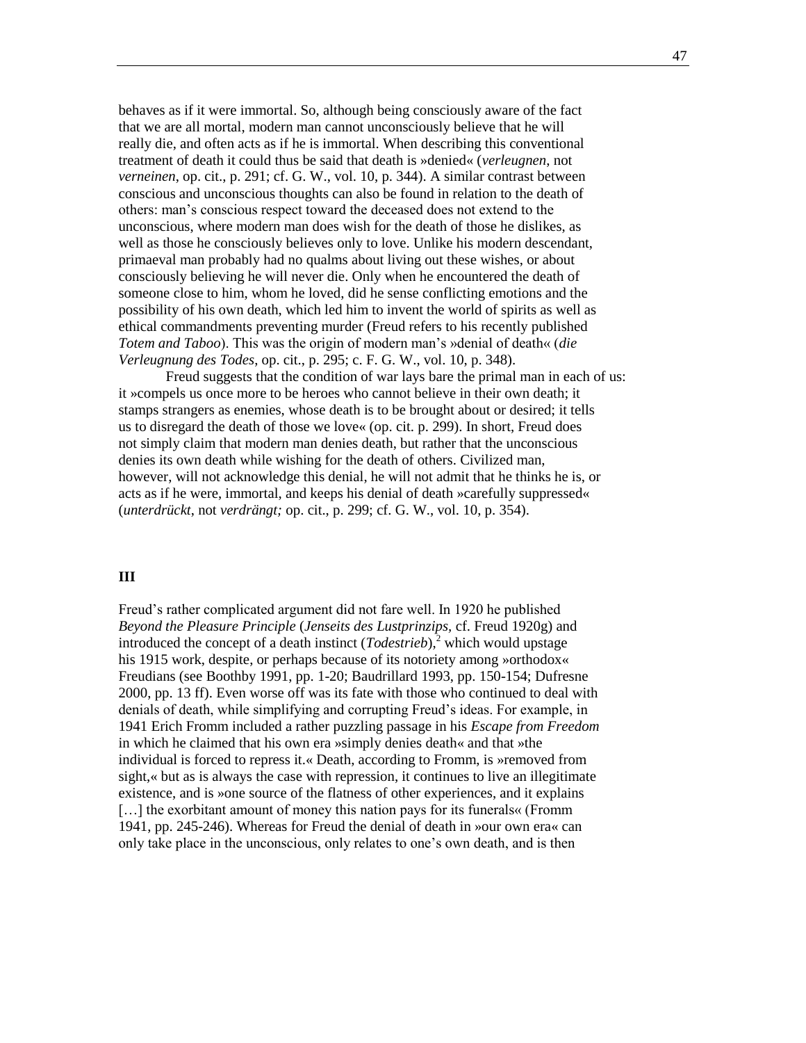behaves as if it were immortal. So, although being consciously aware of the fact that we are all mortal, modern man cannot unconsciously believe that he will really die, and often acts as if he is immortal. When describing this conventional treatment of death it could thus be said that death is »denied« (*verleugnen*, not *verneinen*, op. cit., p. 291; cf. G. W., vol. 10, p. 344). A similar contrast between conscious and unconscious thoughts can also be found in relation to the death of others: man's conscious respect toward the deceased does not extend to the unconscious, where modern man does wish for the death of those he dislikes, as well as those he consciously believes only to love. Unlike his modern descendant, primaeval man probably had no qualms about living out these wishes, or about consciously believing he will never die. Only when he encountered the death of someone close to him, whom he loved, did he sense conflicting emotions and the possibility of his own death, which led him to invent the world of spirits as well as ethical commandments preventing murder (Freud refers to his recently published *Totem and Taboo*). This was the origin of modern man's »denial of death« (*die Verleugnung des Todes*, op. cit., p. 295; c. F. G. W., vol. 10, p. 348).

Freud suggests that the condition of war lays bare the primal man in each of us: it »compels us once more to be heroes who cannot believe in their own death; it stamps strangers as enemies, whose death is to be brought about or desired; it tells us to disregard the death of those we love« (op. cit. p. 299). In short, Freud does not simply claim that modern man denies death, but rather that the unconscious denies its own death while wishing for the death of others. Civilized man, however, will not acknowledge this denial, he will not admit that he thinks he is, or acts as if he were, immortal, and keeps his denial of death »carefully suppressed« (*unterdrückt*, not *verdrängt;* op. cit., p. 299; cf. G. W., vol. 10, p. 354).

## III

Freud's rather complicated argument did not fare well. In 1920 he published *Beyond the Pleasure Principle* (*Jenseits des Lustprinzips*, cf. Freud 1920g) and introduced the concept of a death instinct (*Todestrieb*),[2] which would upstage his 1915 work, despite, or perhaps because of its notoriety among »orthodox« Freudians (see Boothby 1991, pp. 1-20; Baudrillard 1993, pp. 150-154; Dufresne 2000, pp. 13 ff). Even worse off was its fate with those who continued to deal with denials of death, while simplifying and corrupting Freud's ideas. For example, in 1941 Erich Fromm included a rather puzzling passage in his *Escape from Freedom* in which he claimed that his own era »simply denies death« and that »the individual is forced to repress it.« Death, according to Fromm, is »removed from sight,« but as is always the case with repression, it continues to live an illegitimate existence, and is »one source of the flatness of other experiences, and it explains […] the exorbitant amount of money this nation pays for its funerals« (Fromm 1941, pp. 245-246). Whereas for Freud the denial of death in »our own era« can only take place in the unconscious, only relates to one's own death, and is then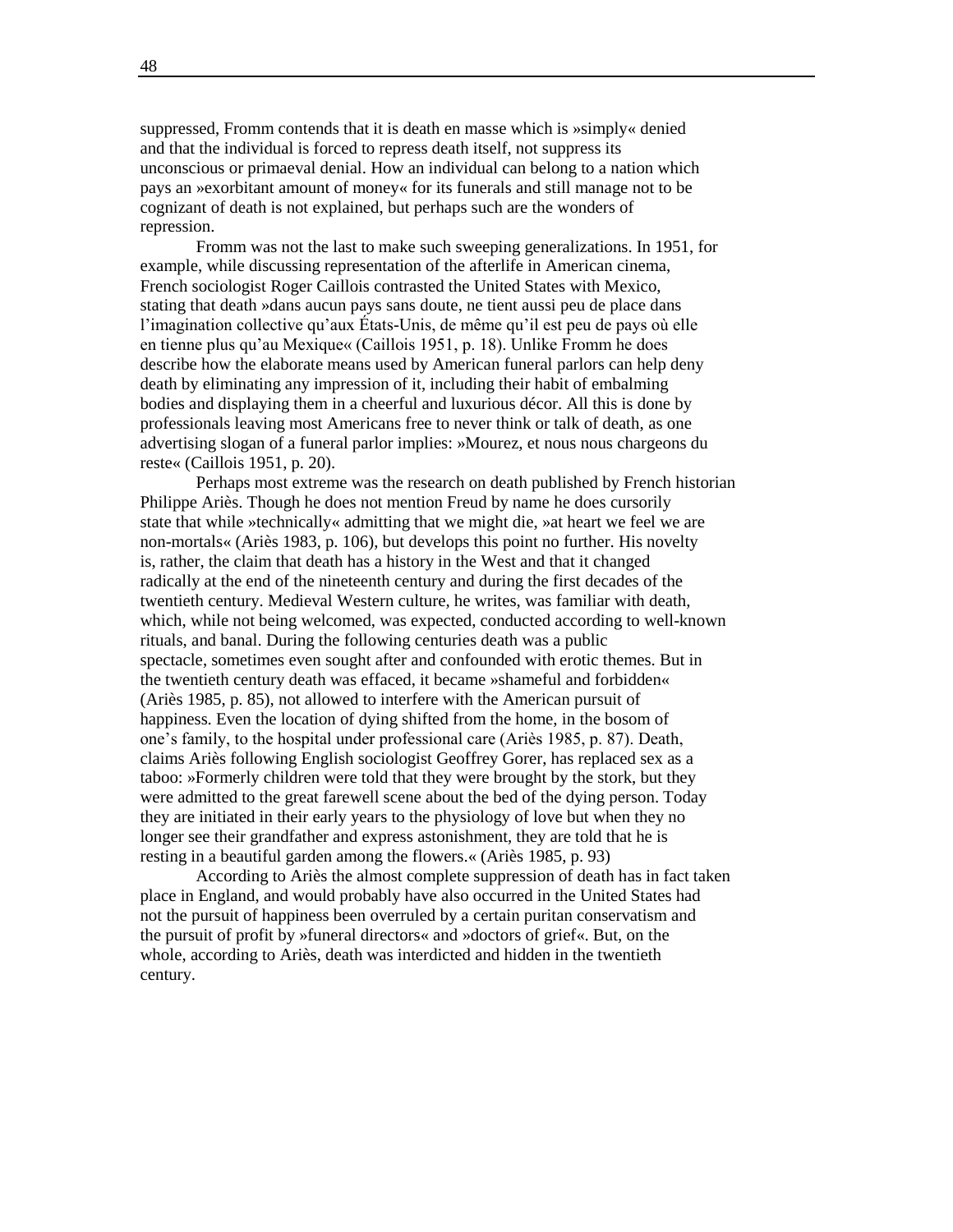suppressed, Fromm contends that it is death en masse which is »simply« denied and that the individual is forced to repress death itself, not suppress its unconscious or primaeval denial. How an individual can belong to a nation which pays an »exorbitant amount of money« for its funerals and still manage not to be cognizant of death is not explained, but perhaps such are the wonders of repression.

Fromm was not the last to make such sweeping generalizations. In 1951, for example, while discussing representation of the afterlife in American cinema, French sociologist Roger Caillois contrasted the United States with Mexico, stating that death »dans aucun pays sans doute, ne tient aussi peu de place dans l'imagination collective qu'aux États-Unis, de même qu'il est peu de pays où elle en tienne plus qu'au Mexique« (Caillois 1951, p. 18). Unlike Fromm he does describe how the elaborate means used by American funeral parlors can help deny death by eliminating any impression of it, including their habit of embalming bodies and displaying them in a cheerful and luxurious décor. All this is done by professionals leaving most Americans free to never think or talk of death, as one advertising slogan of a funeral parlor implies: »Mourez, et nous nous chargeons du reste« (Caillois 1951, p. 20).

Perhaps most extreme was the research on death published by French historian Philippe Ariès. Though he does not mention Freud by name he does cursorily state that while »technically« admitting that we might die, »at heart we feel we are non-mortals« (Ariès 1983, p. 106), but develops this point no further. His novelty is, rather, the claim that death has a history in the West and that it changed radically at the end of the nineteenth century and during the first decades of the twentieth century. Medieval Western culture, he writes, was familiar with death, which, while not being welcomed, was expected, conducted according to well-known rituals, and banal. During the following centuries death was a public spectacle, sometimes even sought after and confounded with erotic themes. But in the twentieth century death was effaced, it became »shameful and forbidden« (Ariès 1985, p. 85), not allowed to interfere with the American pursuit of happiness. Even the location of dying shifted from the home, in the bosom of one's family, to the hospital under professional care (Ariès 1985, p. 87). Death, claims Ariès following English sociologist Geoffrey Gorer, has replaced sex as a taboo: »Formerly children were told that they were brought by the stork, but they were admitted to the great farewell scene about the bed of the dying person. Today they are initiated in their early years to the physiology of love but when they no longer see their grandfather and express astonishment, they are told that he is resting in a beautiful garden among the flowers.« (Ariès 1985, p. 93)

According to Ariès the almost complete suppression of death has in fact taken place in England, and would probably have also occurred in the United States had not the pursuit of happiness been overruled by a certain puritan conservatism and the pursuit of profit by »funeral directors« and »doctors of grief«. But, on the whole, according to Ariès, death was interdicted and hidden in the twentieth century.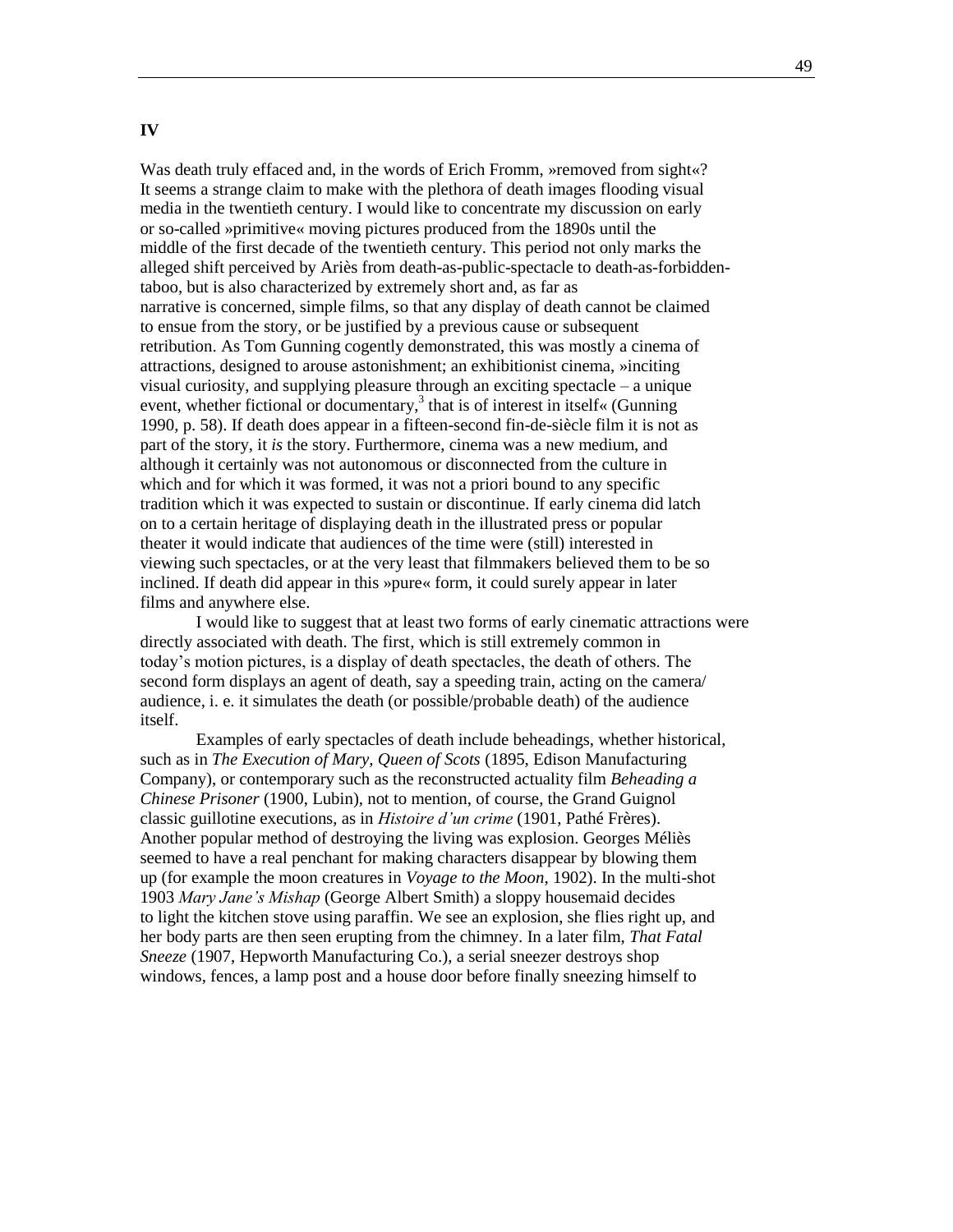## IV

Was death truly effaced and, in the words of Erich Fromm, »removed from sight«? It seems a strange claim to make with the plethora of death images flooding visual media in the twentieth century. I would like to concentrate my discussion on early or so-called »primitive« moving pictures produced from the 1890s until the middle of the first decade of the twentieth century. This period not only marks the alleged shift perceived by Ariès from death-as-public-spectacle to death-as-forbidden-taboo, but is also characterized by extremely short and, as far as narrative is concerned, simple films, so that any display of death cannot be claimed to ensue from the story, or be justified by a previous cause or subsequent retribution. As Tom Gunning cogently demonstrated, this was mostly a cinema of attractions, designed to arouse astonishment; an exhibitionist cinema, »inciting visual curiosity, and supplying pleasure through an exciting spectacle – a unique event, whether fictional or documentary,[3] that is of interest in itself« (Gunning 1990, p. 58). If death does appear in a fifteen-second fin-de-siècle film it is not as part of the story, it *is* the story. Furthermore, cinema was a new medium, and although it certainly was not autonomous or disconnected from the culture in which and for which it was formed, it was not a priori bound to any specific tradition which it was expected to sustain or discontinue. If early cinema did latch on to a certain heritage of displaying death in the illustrated press or popular theater it would indicate that audiences of the time were (still) interested in viewing such spectacles, or at the very least that filmmakers believed them to be so inclined. If death did appear in this »pure« form, it could surely appear in later films and anywhere else.

I would like to suggest that at least two forms of early cinematic attractions were directly associated with death. The first, which is still extremely common in today's motion pictures, is a display of death spectacles, the death of others. The second form displays an agent of death, say a speeding train, acting on the camera/audience, i. e. it simulates the death (or possible/probable death) of the audience itself.

Examples of early spectacles of death include beheadings, whether historical, such as in *The Execution of Mary, Queen of Scots* (1895, Edison Manufacturing Company), or contemporary such as the reconstructed actuality film *Beheading a Chinese Prisoner* (1900, Lubin), not to mention, of course, the Grand Guignol classic guillotine executions, as in *Histoire d'un crime* (1901, Pathé Frères). Another popular method of destroying the living was explosion. Georges Méliès seemed to have a real penchant for making characters disappear by blowing them up (for example the moon creatures in *Voyage to the Moon*, 1902). In the multi-shot 1903 *Mary Jane's Mishap* (George Albert Smith) a sloppy housemaid decides to light the kitchen stove using paraffin. We see an explosion, she flies right up, and her body parts are then seen erupting from the chimney. In a later film, *That Fatal Sneeze* (1907, Hepworth Manufacturing Co.), a serial sneezer destroys shop windows, fences, a lamp post and a house door before finally sneezing himself to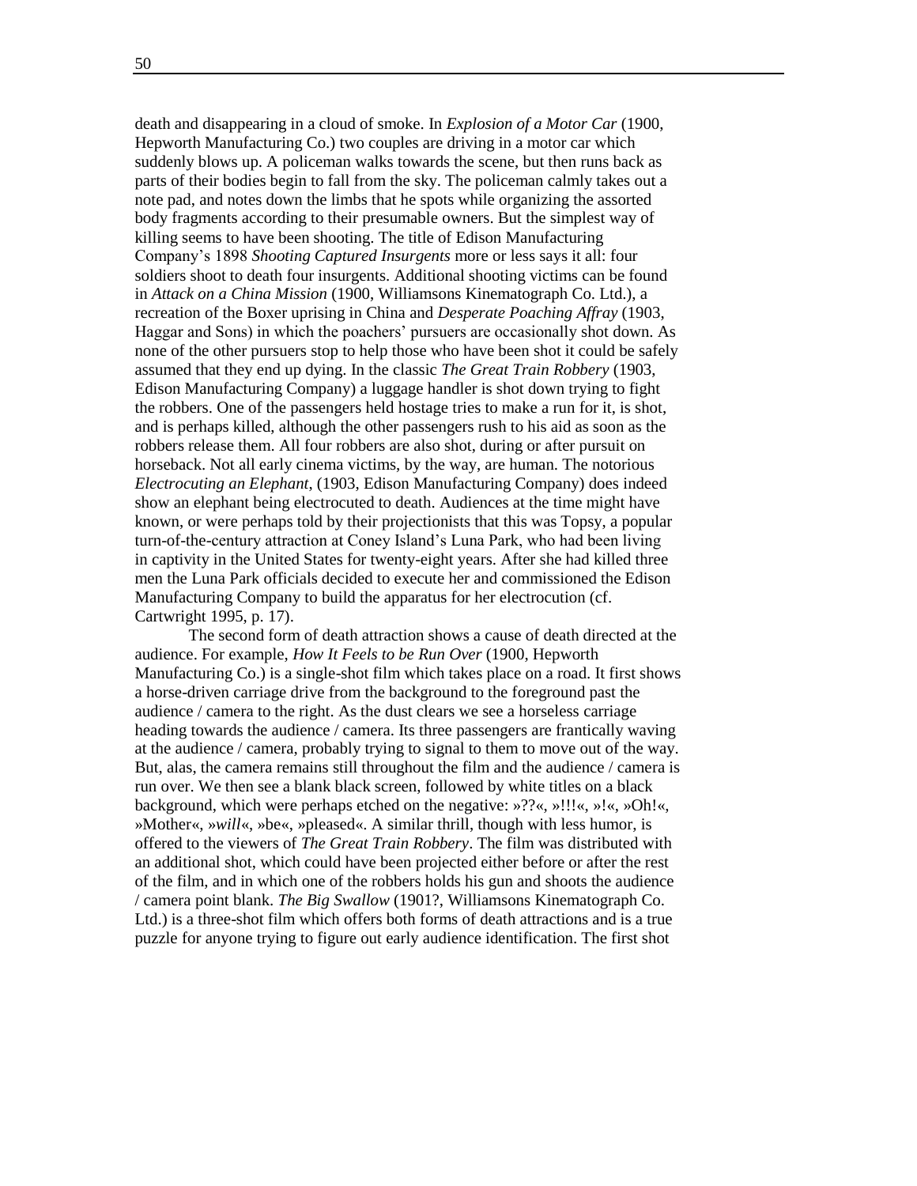death and disappearing in a cloud of smoke. In *Explosion of a Motor Car* (1900, Hepworth Manufacturing Co.) two couples are driving in a motor car which suddenly blows up. A policeman walks towards the scene, but then runs back as parts of their bodies begin to fall from the sky. The policeman calmly takes out a note pad, and notes down the limbs that he spots while organizing the assorted body fragments according to their presumable owners. But the simplest way of killing seems to have been shooting. The title of Edison Manufacturing Company's 1898 *Shooting Captured Insurgents* more or less says it all: four soldiers shoot to death four insurgents. Additional shooting victims can be found in *Attack on a China Mission* (1900, Williamsons Kinematograph Co. Ltd.), a recreation of the Boxer uprising in China and *Desperate Poaching Affray* (1903, Haggar and Sons) in which the poachers' pursuers are occasionally shot down. As none of the other pursuers stop to help those who have been shot it could be safely assumed that they end up dying. In the classic *The Great Train Robbery* (1903, Edison Manufacturing Company) a luggage handler is shot down trying to fight the robbers. One of the passengers held hostage tries to make a run for it, is shot, and is perhaps killed, although the other passengers rush to his aid as soon as the robbers release them. All four robbers are also shot, during or after pursuit on horseback. Not all early cinema victims, by the way, are human. The notorious *Electrocuting an Elephant*, (1903, Edison Manufacturing Company) does indeed show an elephant being electrocuted to death. Audiences at the time might have known, or were perhaps told by their projectionists that this was Topsy, a popular turn-of-the-century attraction at Coney Island's Luna Park, who had been living in captivity in the United States for twenty-eight years. After she had killed three men the Luna Park officials decided to execute her and commissioned the Edison Manufacturing Company to build the apparatus for her electrocution (cf. Cartwright 1995, p. 17).

The second form of death attraction shows a cause of death directed at the audience. For example, *How It Feels to be Run Over* (1900, Hepworth Manufacturing Co.) is a single-shot film which takes place on a road. It first shows a horse-driven carriage drive from the background to the foreground past the audience / camera to the right. As the dust clears we see a horseless carriage heading towards the audience / camera. Its three passengers are frantically waving at the audience / camera, probably trying to signal to them to move out of the way. But, alas, the camera remains still throughout the film and the audience / camera is run over. We then see a blank black screen, followed by white titles on a black background, which were perhaps etched on the negative: »??«, »!!!«, »!«, »Oh!«, »Mother«, »*will*«, »be«, »pleased«. A similar thrill, though with less humor, is offered to the viewers of *The Great Train Robbery*. The film was distributed with an additional shot, which could have been projected either before or after the rest of the film, and in which one of the robbers holds his gun and shoots the audience / camera point blank. *The Big Swallow* (1901?, Williamsons Kinematograph Co. Ltd.) is a three-shot film which offers both forms of death attractions and is a true puzzle for anyone trying to figure out early audience identification. The first shot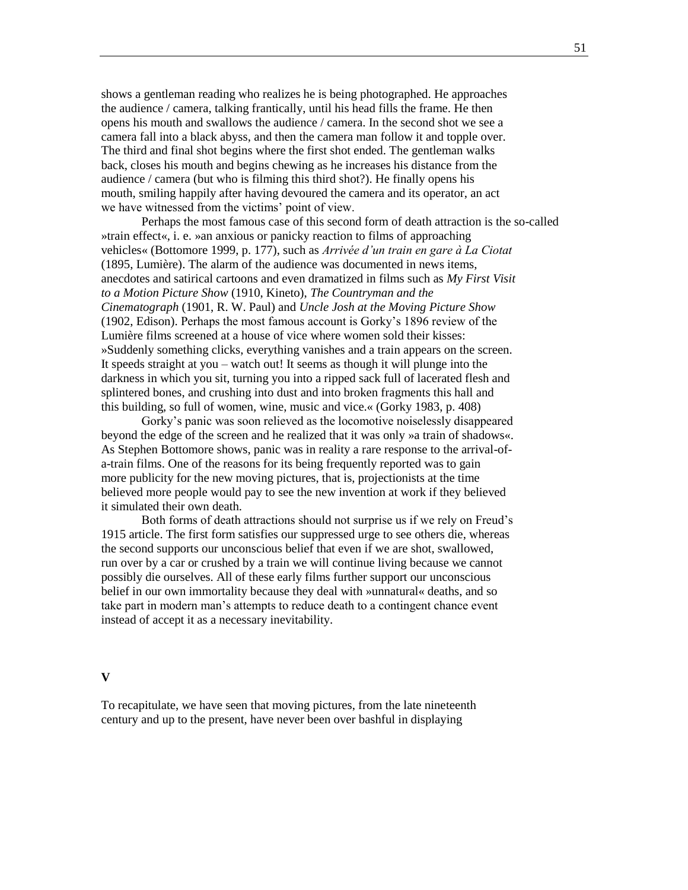shows a gentleman reading who realizes he is being photographed. He approaches the audience / camera, talking frantically, until his head fills the frame. He then opens his mouth and swallows the audience / camera. In the second shot we see a camera fall into a black abyss, and then the camera man follow it and topple over. The third and final shot begins where the first shot ended. The gentleman walks back, closes his mouth and begins chewing as he increases his distance from the audience / camera (but who is filming this third shot?). He finally opens his mouth, smiling happily after having devoured the camera and its operator, an act we have witnessed from the victims' point of view.

Perhaps the most famous case of this second form of death attraction is the so-called »train effect«, i. e. »an anxious or panicky reaction to films of approaching vehicles« (Bottomore 1999, p. 177), such as *Arrivée d'un train en gare à La Ciotat* (1895, Lumière). The alarm of the audience was documented in news items, anecdotes and satirical cartoons and even dramatized in films such as *My First Visit to a Motion Picture Show* (1910, Kineto), *The Countryman and the Cinematograph* (1901, R. W. Paul) and *Uncle Josh at the Moving Picture Show* (1902, Edison). Perhaps the most famous account is Gorky's 1896 review of the Lumière films screened at a house of vice where women sold their kisses: »Suddenly something clicks, everything vanishes and a train appears on the screen. It speeds straight at you – watch out! It seems as though it will plunge into the darkness in which you sit, turning you into a ripped sack full of lacerated flesh and splintered bones, and crushing into dust and into broken fragments this hall and this building, so full of women, wine, music and vice.« (Gorky 1983, p. 408)

Gorky's panic was soon relieved as the locomotive noiselessly disappeared beyond the edge of the screen and he realized that it was only »a train of shadows«. As Stephen Bottomore shows, panic was in reality a rare response to the arrival-of-a-train films. One of the reasons for its being frequently reported was to gain more publicity for the new moving pictures, that is, projectionists at the time believed more people would pay to see the new invention at work if they believed it simulated their own death.

Both forms of death attractions should not surprise us if we rely on Freud's 1915 article. The first form satisfies our suppressed urge to see others die, whereas the second supports our unconscious belief that even if we are shot, swallowed, run over by a car or crushed by a train we will continue living because we cannot possibly die ourselves. All of these early films further support our unconscious belief in our own immortality because they deal with »unnatural« deaths, and so take part in modern man's attempts to reduce death to a contingent chance event instead of accept it as a necessary inevitability.

## V

To recapitulate, we have seen that moving pictures, from the late nineteenth century and up to the present, have never been over bashful in displaying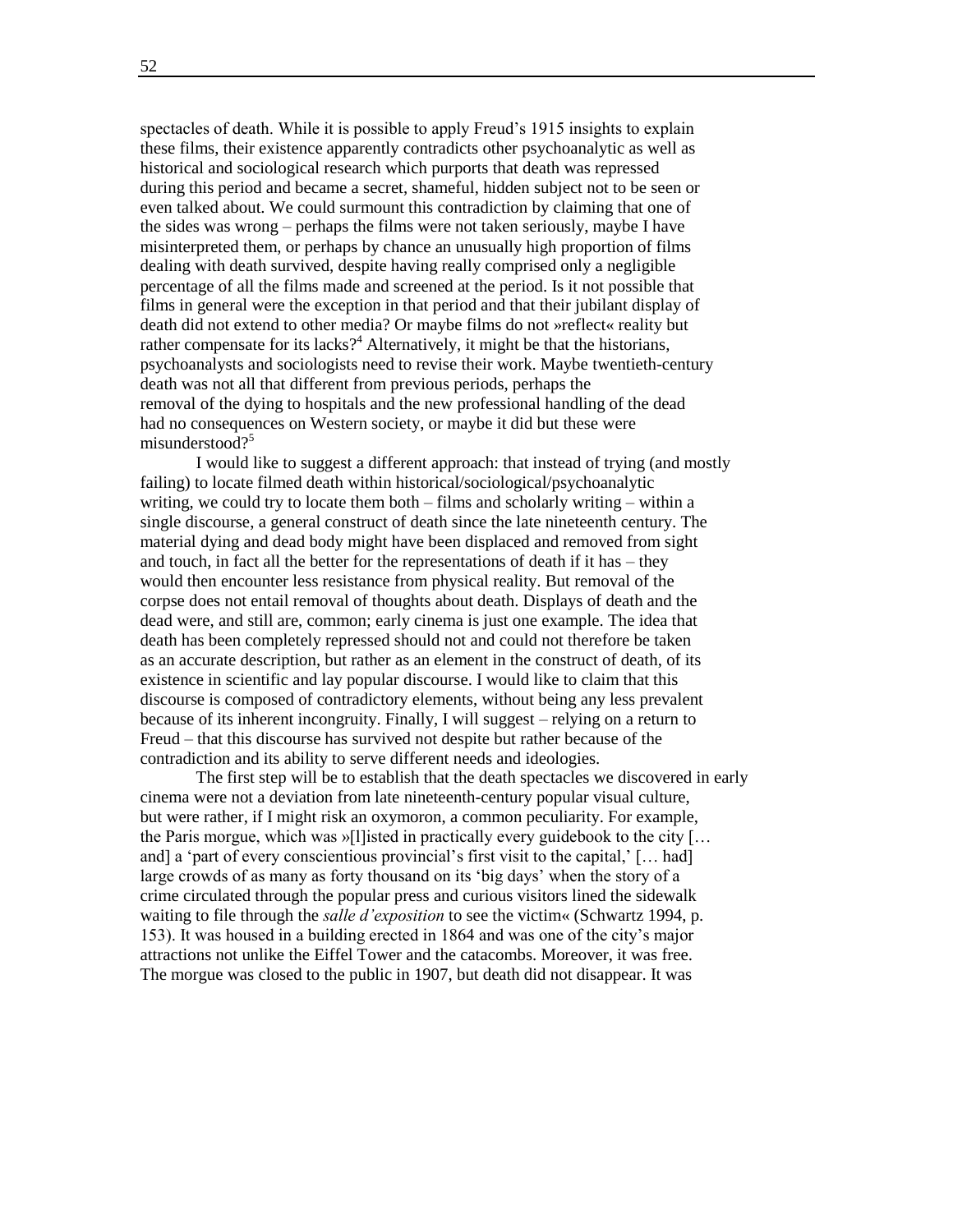spectacles of death. While it is possible to apply Freud's 1915 insights to explain these films, their existence apparently contradicts other psychoanalytic as well as historical and sociological research which purports that death was repressed during this period and became a secret, shameful, hidden subject not to be seen or even talked about. We could surmount this contradiction by claiming that one of the sides was wrong – perhaps the films were not taken seriously, maybe I have misinterpreted them, or perhaps by chance an unusually high proportion of films dealing with death survived, despite having really comprised only a negligible percentage of all the films made and screened at the period. Is it not possible that films in general were the exception in that period and that their jubilant display of death did not extend to other media? Or maybe films do not »reflect« reality but rather compensate for its lacks?[4] Alternatively, it might be that the historians, psychoanalysts and sociologists need to revise their work. Maybe twentieth-century death was not all that different from previous periods, perhaps the removal of the dying to hospitals and the new professional handling of the dead had no consequences on Western society, or maybe it did but these were misunderstood?[5]

I would like to suggest a different approach: that instead of trying (and mostly failing) to locate filmed death within historical/sociological/psychoanalytic writing, we could try to locate them both – films and scholarly writing – within a single discourse, a general construct of death since the late nineteenth century. The material dying and dead body might have been displaced and removed from sight and touch, in fact all the better for the representations of death if it has – they would then encounter less resistance from physical reality. But removal of the corpse does not entail removal of thoughts about death. Displays of death and the dead were, and still are, common; early cinema is just one example. The idea that death has been completely repressed should not and could not therefore be taken as an accurate description, but rather as an element in the construct of death, of its existence in scientific and lay popular discourse. I would like to claim that this discourse is composed of contradictory elements, without being any less prevalent because of its inherent incongruity. Finally, I will suggest – relying on a return to Freud – that this discourse has survived not despite but rather because of the contradiction and its ability to serve different needs and ideologies.

The first step will be to establish that the death spectacles we discovered in early cinema were not a deviation from late nineteenth-century popular visual culture, but were rather, if I might risk an oxymoron, a common peculiarity. For example, the Paris morgue, which was »[l]isted in practically every guidebook to the city [… and] a 'part of every conscientious provincial's first visit to the capital,' [… had] large crowds of as many as forty thousand on its 'big days' when the story of a crime circulated through the popular press and curious visitors lined the sidewalk waiting to file through the *salle d'exposition* to see the victim« (Schwartz 1994, p. 153). It was housed in a building erected in 1864 and was one of the city's major attractions not unlike the Eiffel Tower and the catacombs. Moreover, it was free. The morgue was closed to the public in 1907, but death did not disappear. It was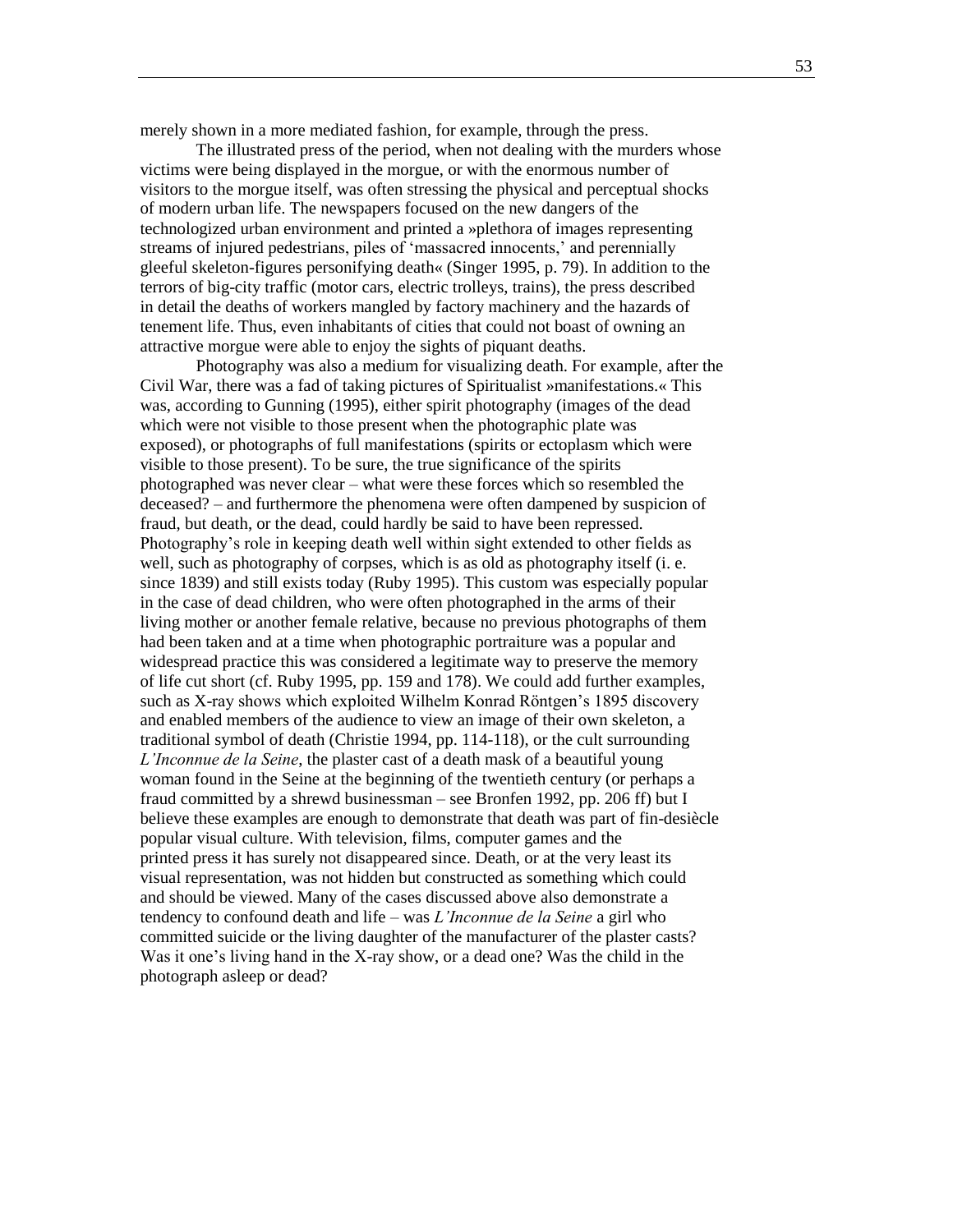merely shown in a more mediated fashion, for example, through the press.

The illustrated press of the period, when not dealing with the murders whose victims were being displayed in the morgue, or with the enormous number of visitors to the morgue itself, was often stressing the physical and perceptual shocks of modern urban life. The newspapers focused on the new dangers of the technologized urban environment and printed a »plethora of images representing streams of injured pedestrians, piles of 'massacred innocents,' and perennially gleeful skeleton-figures personifying death« (Singer 1995, p. 79). In addition to the terrors of big-city traffic (motor cars, electric trolleys, trains), the press described in detail the deaths of workers mangled by factory machinery and the hazards of tenement life. Thus, even inhabitants of cities that could not boast of owning an attractive morgue were able to enjoy the sights of piquant deaths.

Photography was also a medium for visualizing death. For example, after the Civil War, there was a fad of taking pictures of Spiritualist »manifestations.« This was, according to Gunning (1995), either spirit photography (images of the dead which were not visible to those present when the photographic plate was exposed), or photographs of full manifestations (spirits or ectoplasm which were visible to those present). To be sure, the true significance of the spirits photographed was never clear – what were these forces which so resembled the deceased? – and furthermore the phenomena were often dampened by suspicion of fraud, but death, or the dead, could hardly be said to have been repressed. Photography's role in keeping death well within sight extended to other fields as well, such as photography of corpses, which is as old as photography itself (i. e. since 1839) and still exists today (Ruby 1995). This custom was especially popular in the case of dead children, who were often photographed in the arms of their living mother or another female relative, because no previous photographs of them had been taken and at a time when photographic portraiture was a popular and widespread practice this was considered a legitimate way to preserve the memory of life cut short (cf. Ruby 1995, pp. 159 and 178). We could add further examples, such as X-ray shows which exploited Wilhelm Konrad Röntgen's 1895 discovery and enabled members of the audience to view an image of their own skeleton, a traditional symbol of death (Christie 1994, pp. 114-118), or the cult surrounding *L'Inconnue de la Seine*, the plaster cast of a death mask of a beautiful young woman found in the Seine at the beginning of the twentieth century (or perhaps a fraud committed by a shrewd businessman – see Bronfen 1992, pp. 206 ff) but I believe these examples are enough to demonstrate that death was part of fin-desiècle popular visual culture. With television, films, computer games and the printed press it has surely not disappeared since. Death, or at the very least its visual representation, was not hidden but constructed as something which could and should be viewed. Many of the cases discussed above also demonstrate a tendency to confound death and life – was *L'Inconnue de la Seine* a girl who committed suicide or the living daughter of the manufacturer of the plaster casts? Was it one's living hand in the X-ray show, or a dead one? Was the child in the photograph asleep or dead?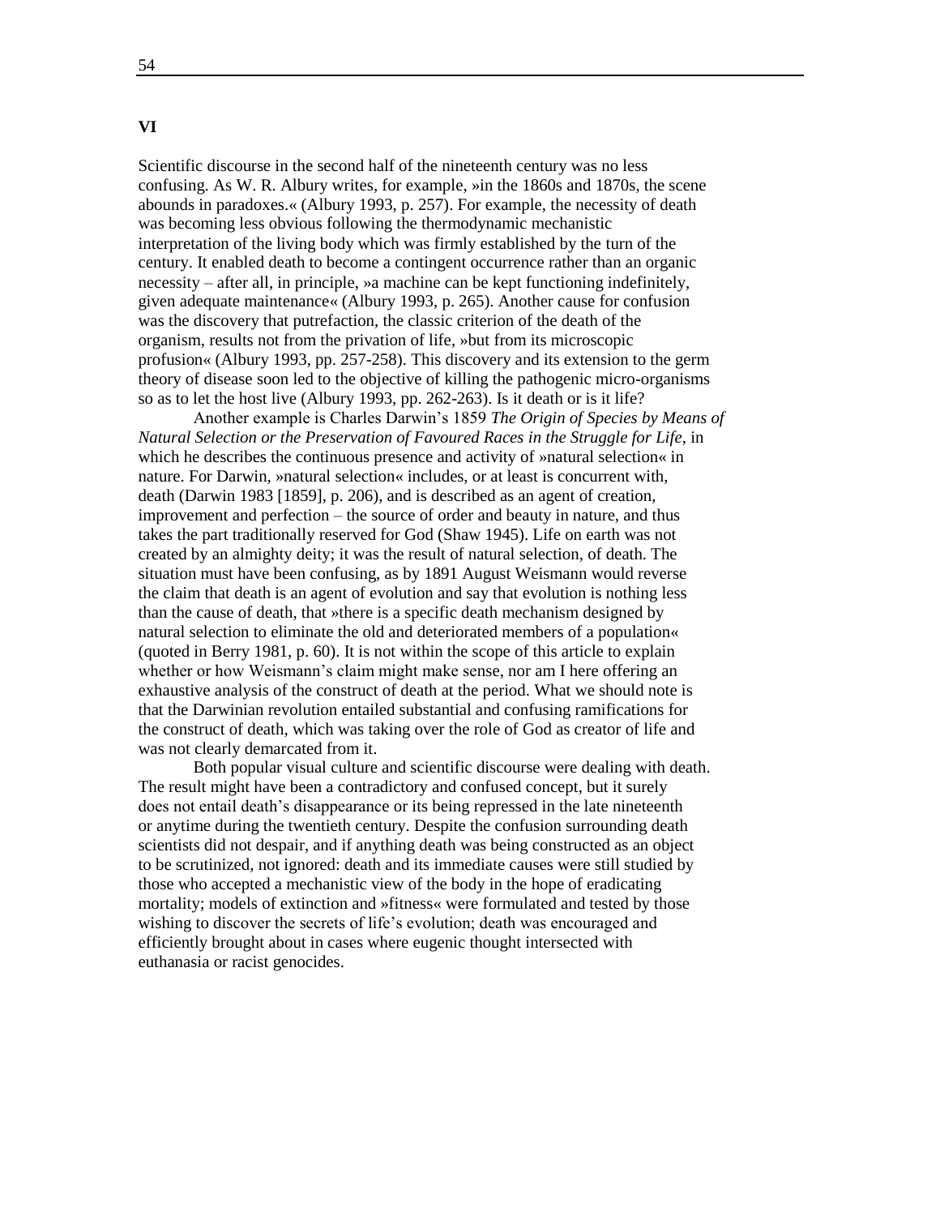## VI

Scientific discourse in the second half of the nineteenth century was no less confusing. As W. R. Albury writes, for example, »in the 1860s and 1870s, the scene abounds in paradoxes.« (Albury 1993, p. 257). For example, the necessity of death was becoming less obvious following the thermodynamic mechanistic interpretation of the living body which was firmly established by the turn of the century. It enabled death to become a contingent occurrence rather than an organic necessity – after all, in principle, »a machine can be kept functioning indefinitely, given adequate maintenance« (Albury 1993, p. 265). Another cause for confusion was the discovery that putrefaction, the classic criterion of the death of the organism, results not from the privation of life, »but from its microscopic profusion« (Albury 1993, pp. 257-258). This discovery and its extension to the germ theory of disease soon led to the objective of killing the pathogenic micro-organisms so as to let the host live (Albury 1993, pp. 262-263). Is it death or is it life?

Another example is Charles Darwin's 1859 *The Origin of Species by Means of Natural Selection or the Preservation of Favoured Races in the Struggle for Life*, in which he describes the continuous presence and activity of »natural selection« in nature. For Darwin, »natural selection« includes, or at least is concurrent with, death (Darwin 1983 [1859], p. 206), and is described as an agent of creation, improvement and perfection – the source of order and beauty in nature, and thus takes the part traditionally reserved for God (Shaw 1945). Life on earth was not created by an almighty deity; it was the result of natural selection, of death. The situation must have been confusing, as by 1891 August Weismann would reverse the claim that death is an agent of evolution and say that evolution is nothing less than the cause of death, that »there is a specific death mechanism designed by natural selection to eliminate the old and deteriorated members of a population« (quoted in Berry 1981, p. 60). It is not within the scope of this article to explain whether or how Weismann's claim might make sense, nor am I here offering an exhaustive analysis of the construct of death at the period. What we should note is that the Darwinian revolution entailed substantial and confusing ramifications for the construct of death, which was taking over the role of God as creator of life and was not clearly demarcated from it.

Both popular visual culture and scientific discourse were dealing with death. The result might have been a contradictory and confused concept, but it surely does not entail death's disappearance or its being repressed in the late nineteenth or anytime during the twentieth century. Despite the confusion surrounding death scientists did not despair, and if anything death was being constructed as an object to be scrutinized, not ignored: death and its immediate causes were still studied by those who accepted a mechanistic view of the body in the hope of eradicating mortality; models of extinction and »fitness« were formulated and tested by those wishing to discover the secrets of life's evolution; death was encouraged and efficiently brought about in cases where eugenic thought intersected with euthanasia or racist genocides.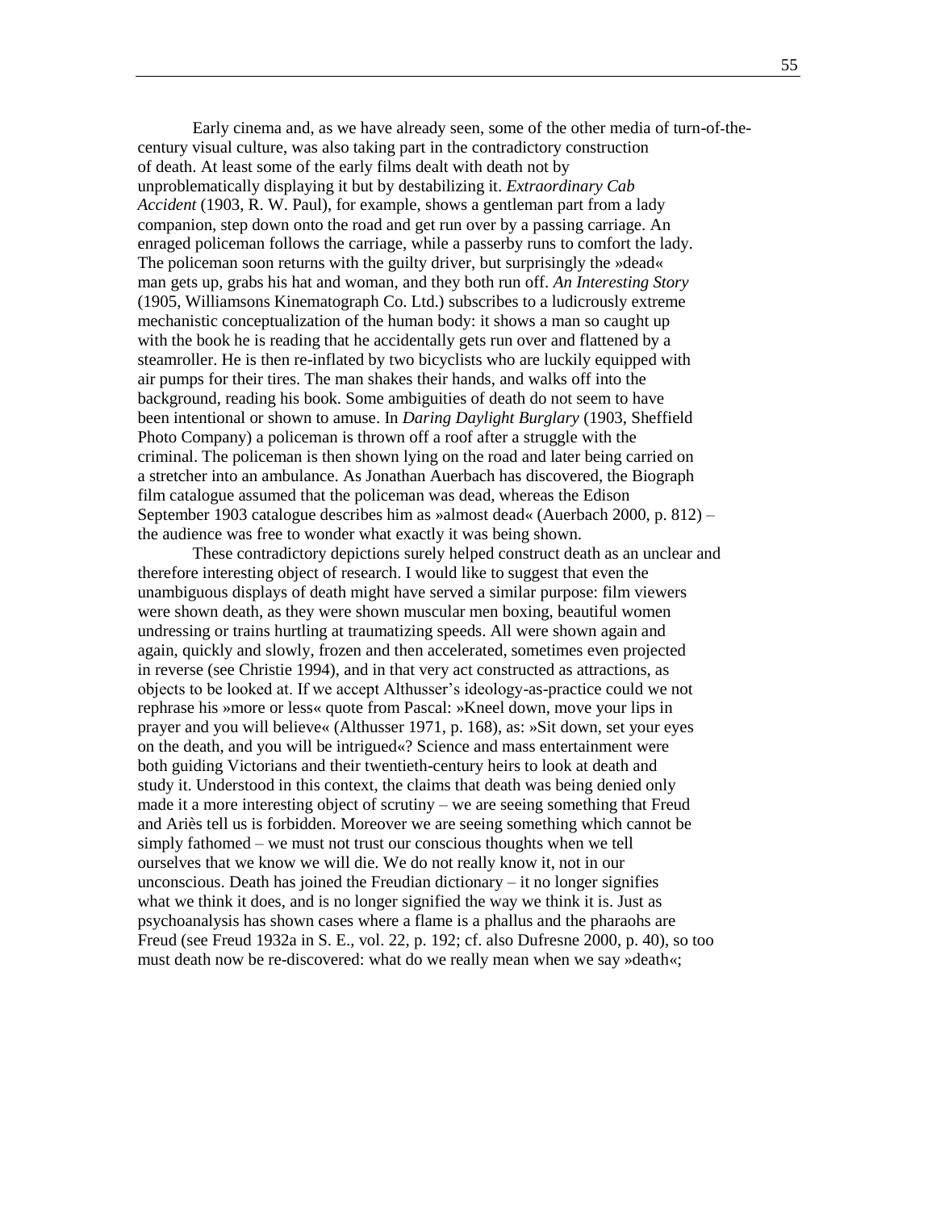Early cinema and, as we have already seen, some of the other media of turn-of-the-century visual culture, was also taking part in the contradictory construction of death. At least some of the early films dealt with death not by unproblematically displaying it but by destabilizing it. *Extraordinary Cab Accident* (1903, R. W. Paul), for example, shows a gentleman part from a lady companion, step down onto the road and get run over by a passing carriage. An enraged policeman follows the carriage, while a passerby runs to comfort the lady. The policeman soon returns with the guilty driver, but surprisingly the »dead« man gets up, grabs his hat and woman, and they both run off. *An Interesting Story* (1905, Williamsons Kinematograph Co. Ltd.) subscribes to a ludicrously extreme mechanistic conceptualization of the human body: it shows a man so caught up with the book he is reading that he accidentally gets run over and flattened by a steamroller. He is then re-inflated by two bicyclists who are luckily equipped with air pumps for their tires. The man shakes their hands, and walks off into the background, reading his book. Some ambiguities of death do not seem to have been intentional or shown to amuse. In *Daring Daylight Burglary* (1903, Sheffield Photo Company) a policeman is thrown off a roof after a struggle with the criminal. The policeman is then shown lying on the road and later being carried on a stretcher into an ambulance. As Jonathan Auerbach has discovered, the Biograph film catalogue assumed that the policeman was dead, whereas the Edison September 1903 catalogue describes him as »almost dead« (Auerbach 2000, p. 812) – the audience was free to wonder what exactly it was being shown.

These contradictory depictions surely helped construct death as an unclear and therefore interesting object of research. I would like to suggest that even the unambiguous displays of death might have served a similar purpose: film viewers were shown death, as they were shown muscular men boxing, beautiful women undressing or trains hurtling at traumatizing speeds. All were shown again and again, quickly and slowly, frozen and then accelerated, sometimes even projected in reverse (see Christie 1994), and in that very act constructed as attractions, as objects to be looked at. If we accept Althusser's ideology-as-practice could we not rephrase his »more or less« quote from Pascal: »Kneel down, move your lips in prayer and you will believe« (Althusser 1971, p. 168), as: »Sit down, set your eyes on the death, and you will be intrigued«? Science and mass entertainment were both guiding Victorians and their twentieth-century heirs to look at death and study it. Understood in this context, the claims that death was being denied only made it a more interesting object of scrutiny – we are seeing something that Freud and Ariès tell us is forbidden. Moreover we are seeing something which cannot be simply fathomed – we must not trust our conscious thoughts when we tell ourselves that we know we will die. We do not really know it, not in our unconscious. Death has joined the Freudian dictionary – it no longer signifies what we think it does, and is no longer signified the way we think it is. Just as psychoanalysis has shown cases where a flame is a phallus and the pharaohs are Freud (see Freud 1932a in S. E., vol. 22, p. 192; cf. also Dufresne 2000, p. 40), so too must death now be re-discovered: what do we really mean when we say »death«;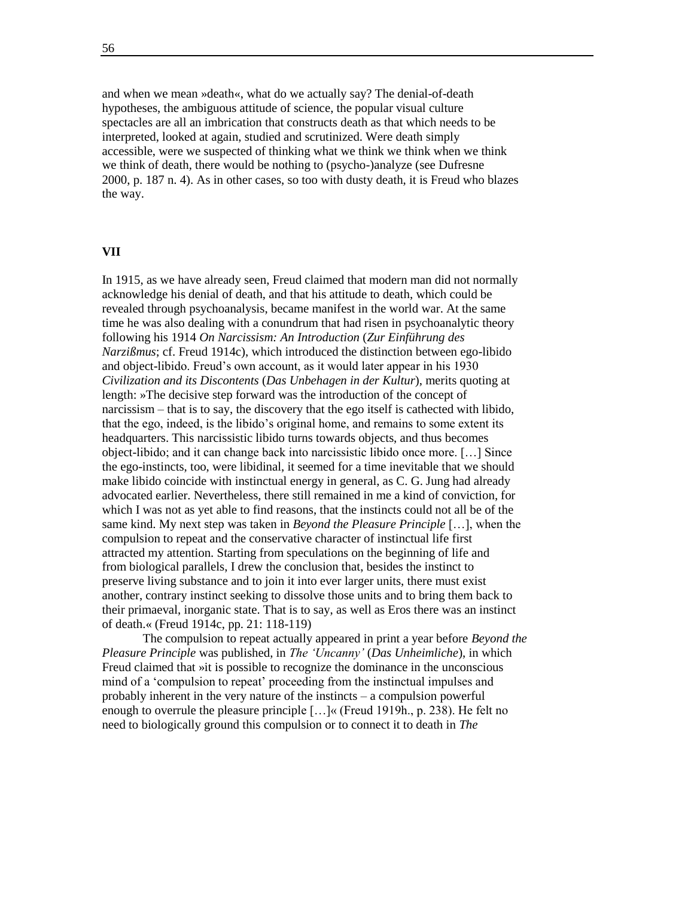and when we mean »death«, what do we actually say? The denial-of-death hypotheses, the ambiguous attitude of science, the popular visual culture spectacles are all an imbrication that constructs death as that which needs to be interpreted, looked at again, studied and scrutinized. Were death simply accessible, were we suspected of thinking what we think we think when we think we think of death, there would be nothing to (psycho-)analyze (see Dufresne 2000, p. 187 n. 4). As in other cases, so too with dusty death, it is Freud who blazes the way.

## VII

In 1915, as we have already seen, Freud claimed that modern man did not normally acknowledge his denial of death, and that his attitude to death, which could be revealed through psychoanalysis, became manifest in the world war. At the same time he was also dealing with a conundrum that had risen in psychoanalytic theory following his 1914 *On Narcissism: An Introduction* (*Zur Einführung des Narzißmus*; cf. Freud 1914c), which introduced the distinction between ego-libido and object-libido. Freud's own account, as it would later appear in his 1930 *Civilization and its Discontents* (*Das Unbehagen in der Kultur*), merits quoting at length: »The decisive step forward was the introduction of the concept of narcissism – that is to say, the discovery that the ego itself is cathected with libido, that the ego, indeed, is the libido's original home, and remains to some extent its headquarters. This narcissistic libido turns towards objects, and thus becomes object-libido; and it can change back into narcissistic libido once more. […] Since the ego-instincts, too, were libidinal, it seemed for a time inevitable that we should make libido coincide with instinctual energy in general, as C. G. Jung had already advocated earlier. Nevertheless, there still remained in me a kind of conviction, for which I was not as yet able to find reasons, that the instincts could not all be of the same kind. My next step was taken in *Beyond the Pleasure Principle* […], when the compulsion to repeat and the conservative character of instinctual life first attracted my attention. Starting from speculations on the beginning of life and from biological parallels, I drew the conclusion that, besides the instinct to preserve living substance and to join it into ever larger units, there must exist another, contrary instinct seeking to dissolve those units and to bring them back to their primaeval, inorganic state. That is to say, as well as Eros there was an instinct of death.« (Freud 1914c, pp. 21: 118-119)

The compulsion to repeat actually appeared in print a year before *Beyond the Pleasure Principle* was published, in *The 'Uncanny'* (*Das Unheimliche*), in which Freud claimed that »it is possible to recognize the dominance in the unconscious mind of a 'compulsion to repeat' proceeding from the instinctual impulses and probably inherent in the very nature of the instincts – a compulsion powerful enough to overrule the pleasure principle […]« (Freud 1919h., p. 238). He felt no need to biologically ground this compulsion or to connect it to death in *The*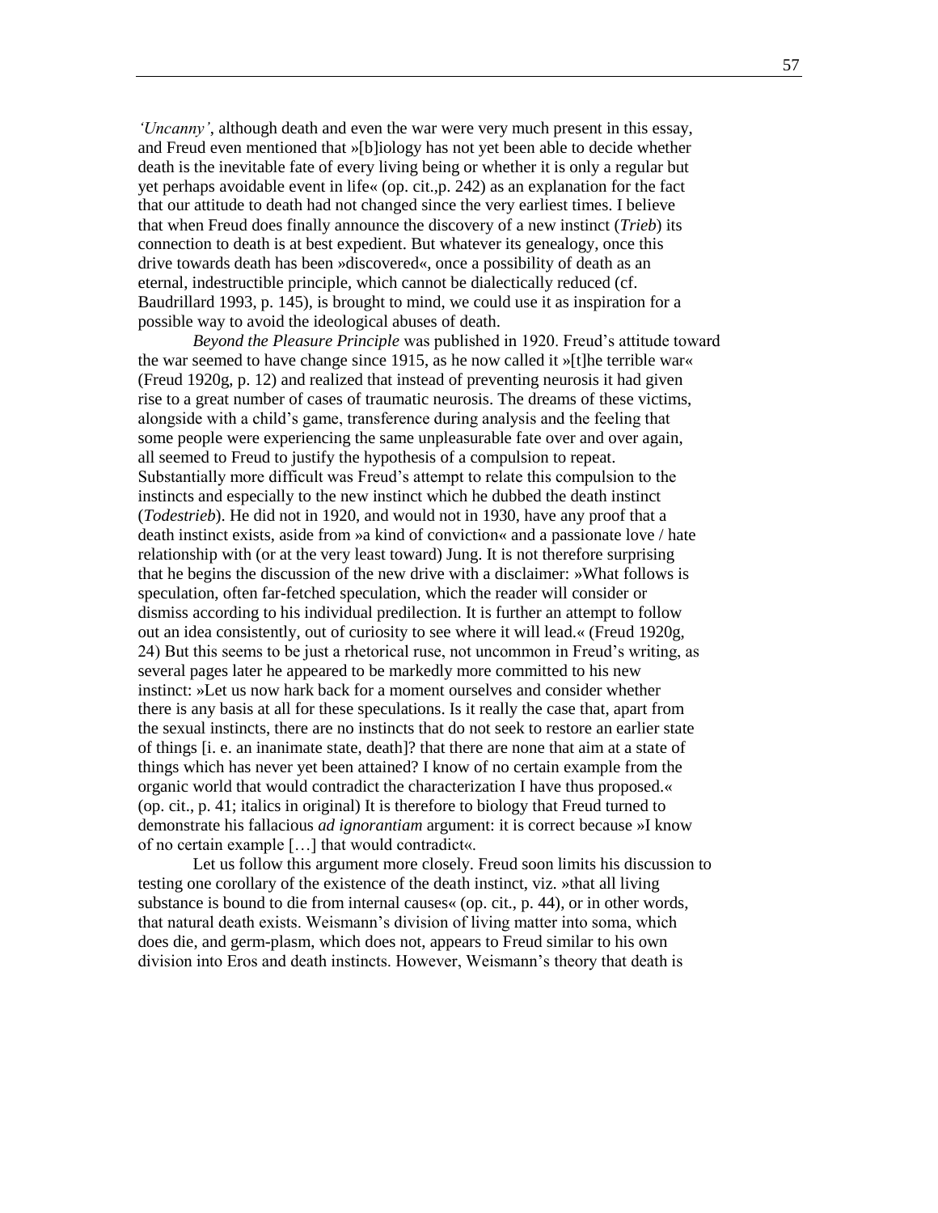*'Uncanny'*, although death and even the war were very much present in this essay, and Freud even mentioned that »[b]iology has not yet been able to decide whether death is the inevitable fate of every living being or whether it is only a regular but yet perhaps avoidable event in life« (op. cit.,p. 242) as an explanation for the fact that our attitude to death had not changed since the very earliest times. I believe that when Freud does finally announce the discovery of a new instinct (*Trieb*) its connection to death is at best expedient. But whatever its genealogy, once this drive towards death has been »discovered«, once a possibility of death as an eternal, indestructible principle, which cannot be dialectically reduced (cf. Baudrillard 1993, p. 145), is brought to mind, we could use it as inspiration for a possible way to avoid the ideological abuses of death.

*Beyond the Pleasure Principle* was published in 1920. Freud's attitude toward the war seemed to have change since 1915, as he now called it »[t]he terrible war« (Freud 1920g, p. 12) and realized that instead of preventing neurosis it had given rise to a great number of cases of traumatic neurosis. The dreams of these victims, alongside with a child's game, transference during analysis and the feeling that some people were experiencing the same unpleasurable fate over and over again, all seemed to Freud to justify the hypothesis of a compulsion to repeat. Substantially more difficult was Freud's attempt to relate this compulsion to the instincts and especially to the new instinct which he dubbed the death instinct (*Todestrieb*). He did not in 1920, and would not in 1930, have any proof that a death instinct exists, aside from »a kind of conviction« and a passionate love / hate relationship with (or at the very least toward) Jung. It is not therefore surprising that he begins the discussion of the new drive with a disclaimer: »What follows is speculation, often far-fetched speculation, which the reader will consider or dismiss according to his individual predilection. It is further an attempt to follow out an idea consistently, out of curiosity to see where it will lead.« (Freud 1920g, 24) But this seems to be just a rhetorical ruse, not uncommon in Freud's writing, as several pages later he appeared to be markedly more committed to his new instinct: »Let us now hark back for a moment ourselves and consider whether there is any basis at all for these speculations. Is it really the case that, apart from the sexual instincts, there are no instincts that do not seek to restore an earlier state of things [i. e. an inanimate state, death]? that there are none that aim at a state of things which has never yet been attained? I know of no certain example from the organic world that would contradict the characterization I have thus proposed.« (op. cit., p. 41; italics in original) It is therefore to biology that Freud turned to demonstrate his fallacious *ad ignorantiam* argument: it is correct because »I know of no certain example […] that would contradict«.

Let us follow this argument more closely. Freud soon limits his discussion to testing one corollary of the existence of the death instinct, viz. »that all living substance is bound to die from internal causes« (op. cit., p. 44), or in other words, that natural death exists. Weismann's division of living matter into soma, which does die, and germ-plasm, which does not, appears to Freud similar to his own division into Eros and death instincts. However, Weismann's theory that death is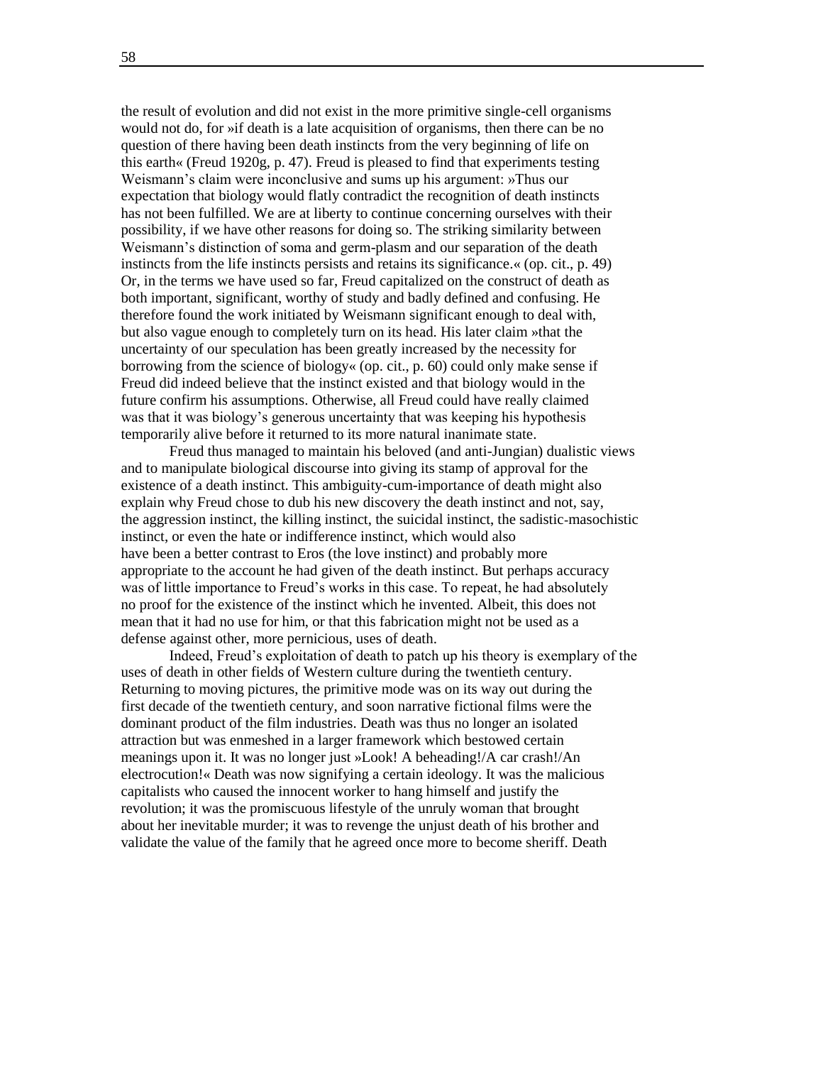the result of evolution and did not exist in the more primitive single-cell organisms would not do, for »if death is a late acquisition of organisms, then there can be no question of there having been death instincts from the very beginning of life on this earth« (Freud 1920g, p. 47). Freud is pleased to find that experiments testing Weismann's claim were inconclusive and sums up his argument: »Thus our expectation that biology would flatly contradict the recognition of death instincts has not been fulfilled. We are at liberty to continue concerning ourselves with their possibility, if we have other reasons for doing so. The striking similarity between Weismann's distinction of soma and germ-plasm and our separation of the death instincts from the life instincts persists and retains its significance.« (op. cit., p. 49) Or, in the terms we have used so far, Freud capitalized on the construct of death as both important, significant, worthy of study and badly defined and confusing. He therefore found the work initiated by Weismann significant enough to deal with, but also vague enough to completely turn on its head. His later claim »that the uncertainty of our speculation has been greatly increased by the necessity for borrowing from the science of biology« (op. cit., p. 60) could only make sense if Freud did indeed believe that the instinct existed and that biology would in the future confirm his assumptions. Otherwise, all Freud could have really claimed was that it was biology's generous uncertainty that was keeping his hypothesis temporarily alive before it returned to its more natural inanimate state.

Freud thus managed to maintain his beloved (and anti-Jungian) dualistic views and to manipulate biological discourse into giving its stamp of approval for the existence of a death instinct. This ambiguity-cum-importance of death might also explain why Freud chose to dub his new discovery the death instinct and not, say, the aggression instinct, the killing instinct, the suicidal instinct, the sadistic-masochistic instinct, or even the hate or indifference instinct, which would also have been a better contrast to Eros (the love instinct) and probably more appropriate to the account he had given of the death instinct. But perhaps accuracy was of little importance to Freud's works in this case. To repeat, he had absolutely no proof for the existence of the instinct which he invented. Albeit, this does not mean that it had no use for him, or that this fabrication might not be used as a defense against other, more pernicious, uses of death.

Indeed, Freud's exploitation of death to patch up his theory is exemplary of the uses of death in other fields of Western culture during the twentieth century. Returning to moving pictures, the primitive mode was on its way out during the first decade of the twentieth century, and soon narrative fictional films were the dominant product of the film industries. Death was thus no longer an isolated attraction but was enmeshed in a larger framework which bestowed certain meanings upon it. It was no longer just »Look! A beheading!/A car crash!/An electrocution!« Death was now signifying a certain ideology. It was the malicious capitalists who caused the innocent worker to hang himself and justify the revolution; it was the promiscuous lifestyle of the unruly woman that brought about her inevitable murder; it was to revenge the unjust death of his brother and validate the value of the family that he agreed once more to become sheriff. Death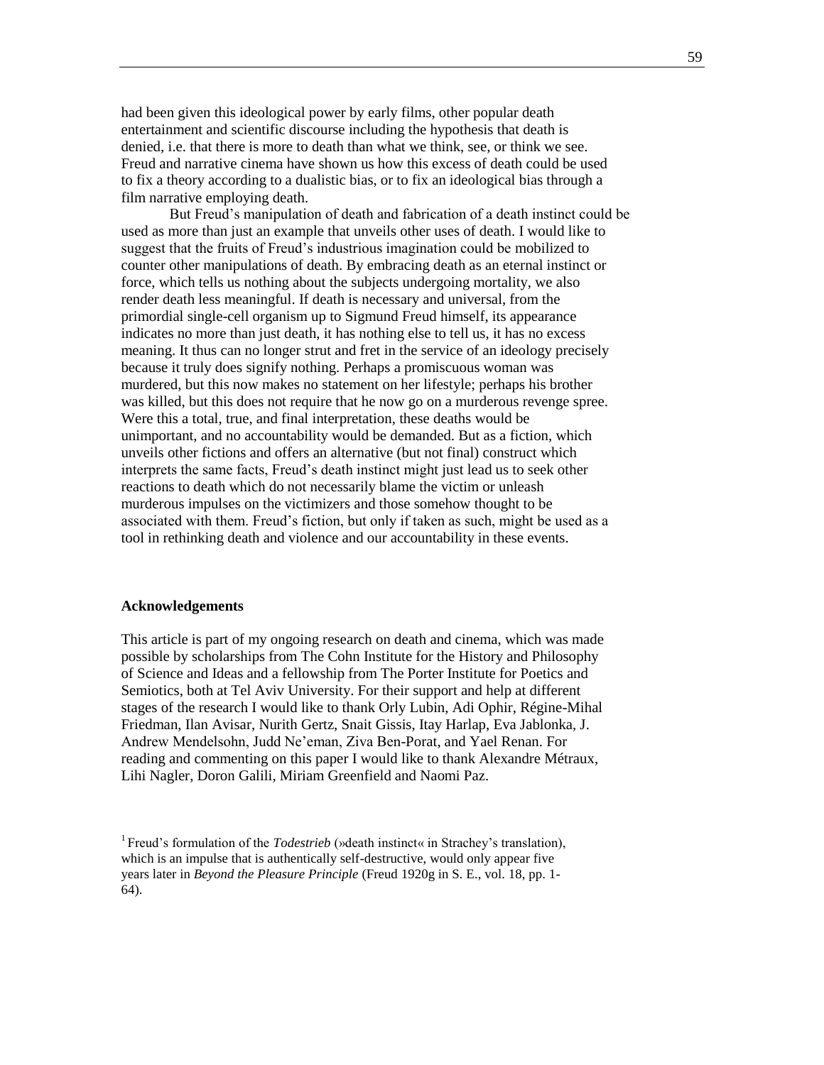had been given this ideological power by early films, other popular death entertainment and scientific discourse including the hypothesis that death is denied, i.e. that there is more to death than what we think, see, or think we see. Freud and narrative cinema have shown us how this excess of death could be used to fix a theory according to a dualistic bias, or to fix an ideological bias through a film narrative employing death.

But Freud's manipulation of death and fabrication of a death instinct could be used as more than just an example that unveils other uses of death. I would like to suggest that the fruits of Freud's industrious imagination could be mobilized to counter other manipulations of death. By embracing death as an eternal instinct or force, which tells us nothing about the subjects undergoing mortality, we also render death less meaningful. If death is necessary and universal, from the primordial single-cell organism up to Sigmund Freud himself, its appearance indicates no more than just death, it has nothing else to tell us, it has no excess meaning. It thus can no longer strut and fret in the service of an ideology precisely because it truly does signify nothing. Perhaps a promiscuous woman was murdered, but this now makes no statement on her lifestyle; perhaps his brother was killed, but this does not require that he now go on a murderous revenge spree. Were this a total, true, and final interpretation, these deaths would be unimportant, and no accountability would be demanded. But as a fiction, which unveils other fictions and offers an alternative (but not final) construct which interprets the same facts, Freud's death instinct might just lead us to seek other reactions to death which do not necessarily blame the victim or unleash murderous impulses on the victimizers and those somehow thought to be associated with them. Freud's fiction, but only if taken as such, might be used as a tool in rethinking death and violence and our accountability in these events.

### Acknowledgements

This article is part of my ongoing research on death and cinema, which was made possible by scholarships from The Cohn Institute for the History and Philosophy of Science and Ideas and a fellowship from The Porter Institute for Poetics and Semiotics, both at Tel Aviv University. For their support and help at different stages of the research I would like to thank Orly Lubin, Adi Ophir, Régine-Mihal Friedman, Ilan Avisar, Nurith Gertz, Snait Gissis, Itay Harlap, Eva Jablonka, J. Andrew Mendelsohn, Judd Ne'eman, Ziva Ben-Porat, and Yael Renan. For reading and commenting on this paper I would like to thank Alexandre Métraux, Lihi Nagler, Doron Galili, Miriam Greenfield and Naomi Paz.

[1] Freud's formulation of the *Todestrieb* (»death instinct« in Strachey's translation), which is an impulse that is authentically self-destructive, would only appear five years later in *Beyond the Pleasure Principle* (Freud 1920g in S. E., vol. 18, pp. 1-64).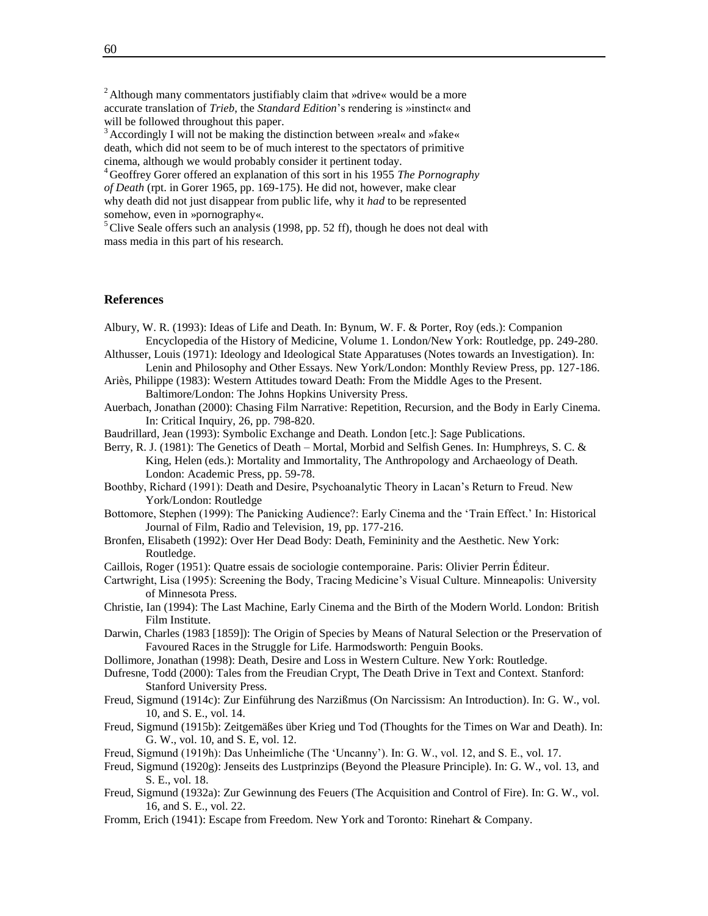[2] Although many commentators justifiably claim that »drive« would be a more accurate translation of *Trieb*, the *Standard Edition*'s rendering is »instinct« and will be followed throughout this paper.

[3] Accordingly I will not be making the distinction between »real« and »fake« death, which did not seem to be of much interest to the spectators of primitive cinema, although we would probably consider it pertinent today.

[4] Geoffrey Gorer offered an explanation of this sort in his 1955 *The Pornography of Death* (rpt. in Gorer 1965, pp. 169-175). He did not, however, make clear why death did not just disappear from public life, why it *had* to be represented somehow, even in »pornography«.

[5] Clive Seale offers such an analysis (1998, pp. 52 ff), though he does not deal with mass media in this part of his research.

### References

Albury, W. R. (1993): Ideas of Life and Death. In: Bynum, W. F. & Porter, Roy (eds.): Companion Encyclopedia of the History of Medicine, Volume 1. London/New York: Routledge, pp. 249-280.

Althusser, Louis (1971): Ideology and Ideological State Apparatuses (Notes towards an Investigation). In: Lenin and Philosophy and Other Essays. New York/London: Monthly Review Press, pp. 127-186.

Ariès, Philippe (1983): Western Attitudes toward Death: From the Middle Ages to the Present. Baltimore/London: The Johns Hopkins University Press.

Auerbach, Jonathan (2000): Chasing Film Narrative: Repetition, Recursion, and the Body in Early Cinema. In: Critical Inquiry, 26, pp. 798-820.

Baudrillard, Jean (1993): Symbolic Exchange and Death. London [etc.]: Sage Publications.

Berry, R. J. (1981): The Genetics of Death – Mortal, Morbid and Selfish Genes. In: Humphreys, S. C. & King, Helen (eds.): Mortality and Immortality, The Anthropology and Archaeology of Death. London: Academic Press, pp. 59-78.

Boothby, Richard (1991): Death and Desire, Psychoanalytic Theory in Lacan's Return to Freud. New York/London: Routledge

Bottomore, Stephen (1999): The Panicking Audience?: Early Cinema and the 'Train Effect.' In: Historical Journal of Film, Radio and Television, 19, pp. 177-216.

Bronfen, Elisabeth (1992): Over Her Dead Body: Death, Femininity and the Aesthetic. New York: Routledge.

Caillois, Roger (1951): Quatre essais de sociologie contemporaine. Paris: Olivier Perrin Éditeur.

Cartwright, Lisa (1995): Screening the Body, Tracing Medicine's Visual Culture. Minneapolis: University of Minnesota Press.

Christie, Ian (1994): The Last Machine, Early Cinema and the Birth of the Modern World. London: British Film Institute.

Darwin, Charles (1983 [1859]): The Origin of Species by Means of Natural Selection or the Preservation of Favoured Races in the Struggle for Life. Harmodsworth: Penguin Books.

Dollimore, Jonathan (1998): Death, Desire and Loss in Western Culture. New York: Routledge.

Dufresne, Todd (2000): Tales from the Freudian Crypt, The Death Drive in Text and Context. Stanford: Stanford University Press.

Freud, Sigmund (1914c): Zur Einführung des Narzißmus (On Narcissism: An Introduction). In: G. W., vol. 10, and S. E., vol. 14.

Freud, Sigmund (1915b): Zeitgemäßes über Krieg und Tod (Thoughts for the Times on War and Death). In: G. W., vol. 10, and S. E, vol. 12.

Freud, Sigmund (1919h): Das Unheimliche (The 'Uncanny'). In: G. W., vol. 12, and S. E., vol. 17.

Freud, Sigmund (1920g): Jenseits des Lustprinzips (Beyond the Pleasure Principle). In: G. W., vol. 13, and S. E., vol. 18.

Freud, Sigmund (1932a): Zur Gewinnung des Feuers (The Acquisition and Control of Fire). In: G. W., vol. 16, and S. E., vol. 22.

Fromm, Erich (1941): Escape from Freedom. New York and Toronto: Rinehart & Company.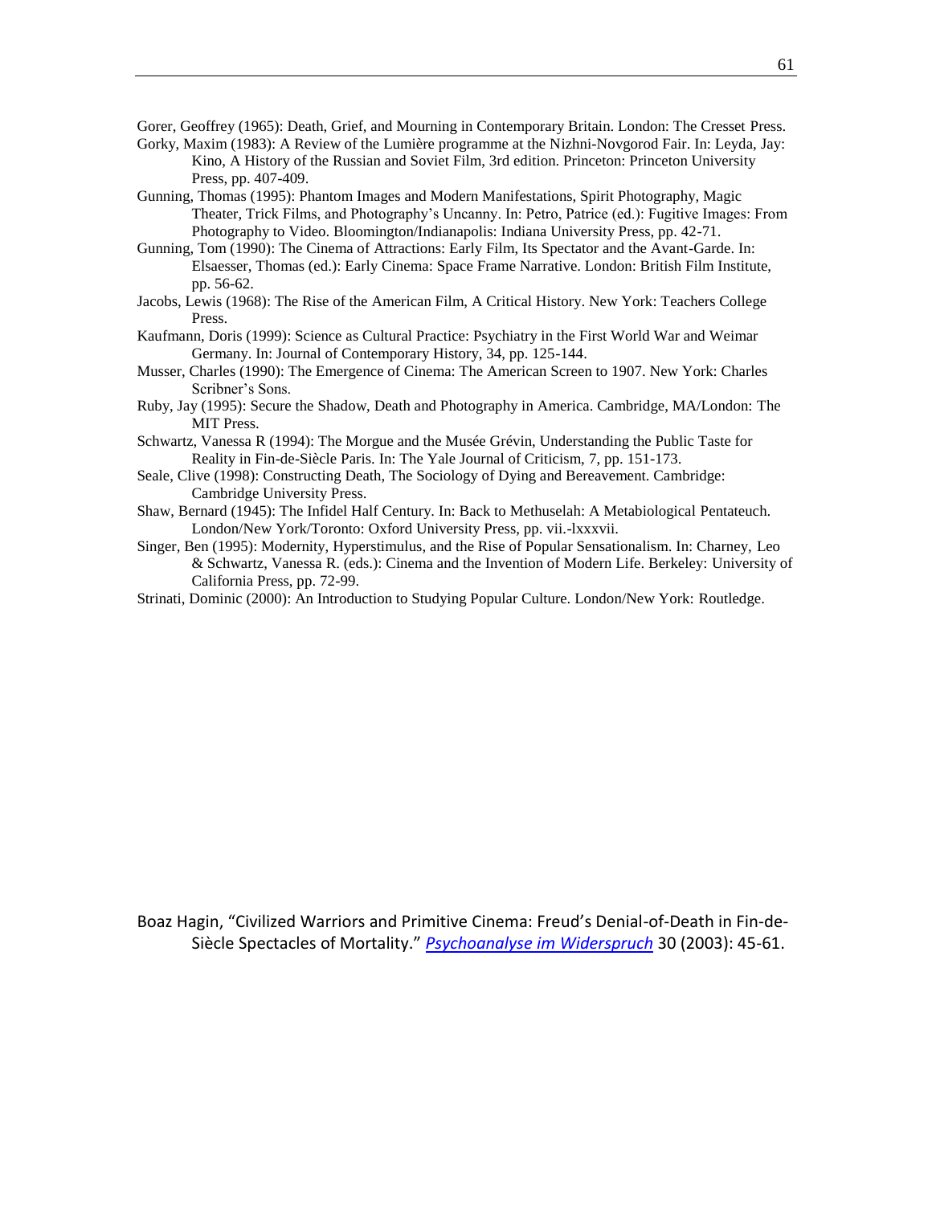Gorer, Geoffrey (1965): Death, Grief, and Mourning in Contemporary Britain. London: The Cresset Press.

Gorky, Maxim (1983): A Review of the Lumière programme at the Nizhni-Novgorod Fair. In: Leyda, Jay: Kino, A History of the Russian and Soviet Film, 3rd edition. Princeton: Princeton University Press, pp. 407-409.

Gunning, Thomas (1995): Phantom Images and Modern Manifestations, Spirit Photography, Magic Theater, Trick Films, and Photography's Uncanny. In: Petro, Patrice (ed.): Fugitive Images: From Photography to Video. Bloomington/Indianapolis: Indiana University Press, pp. 42-71.

Gunning, Tom (1990): The Cinema of Attractions: Early Film, Its Spectator and the Avant-Garde. In: Elsaesser, Thomas (ed.): Early Cinema: Space Frame Narrative. London: British Film Institute, pp. 56-62.

Jacobs, Lewis (1968): The Rise of the American Film, A Critical History. New York: Teachers College Press.

Kaufmann, Doris (1999): Science as Cultural Practice: Psychiatry in the First World War and Weimar Germany. In: Journal of Contemporary History, 34, pp. 125-144.

Musser, Charles (1990): The Emergence of Cinema: The American Screen to 1907. New York: Charles Scribner's Sons.

Ruby, Jay (1995): Secure the Shadow, Death and Photography in America. Cambridge, MA/London: The MIT Press.

Schwartz, Vanessa R (1994): The Morgue and the Musée Grévin, Understanding the Public Taste for Reality in Fin-de-Siècle Paris. In: The Yale Journal of Criticism, 7, pp. 151-173.

Seale, Clive (1998): Constructing Death, The Sociology of Dying and Bereavement. Cambridge: Cambridge University Press.

Shaw, Bernard (1945): The Infidel Half Century. In: Back to Methuselah: A Metabiological Pentateuch. London/New York/Toronto: Oxford University Press, pp. vii.-lxxxvii.

Singer, Ben (1995): Modernity, Hyperstimulus, and the Rise of Popular Sensationalism. In: Charney, Leo & Schwartz, Vanessa R. (eds.): Cinema and the Invention of Modern Life. Berkeley: University of California Press, pp. 72-99.

Strinati, Dominic (2000): An Introduction to Studying Popular Culture. London/New York: Routledge.

Boaz Hagin, "Civilized Warriors and Primitive Cinema: Freud's Denial-of-Death in Fin-de-Siècle Spectacles of Mortality." *Psychoanalyse im Widerspruch* 30 (2003): 45-61.